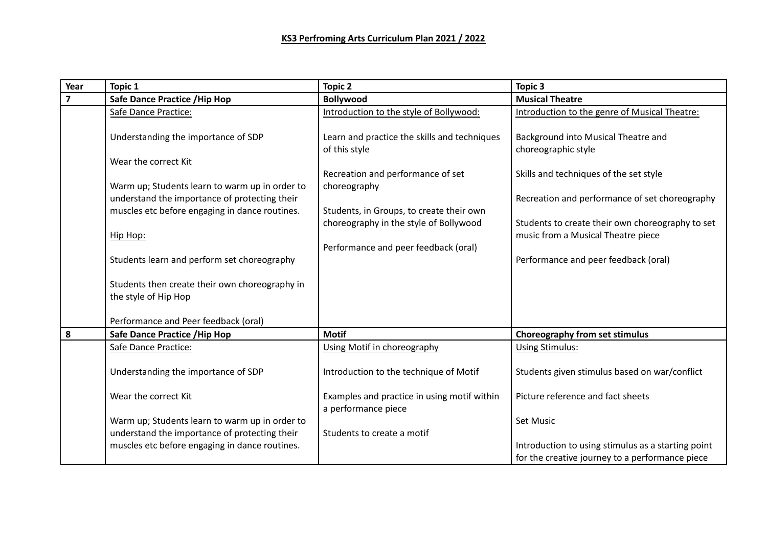# KS3 Perfroming Arts Curriculum Plan 2021 / 2022

| Year | Topic 1 | Topic 2 | Topic 3 |
|---|---|---|---|
| 7 | **Safe Dance Practice /Hip Hop** | **Bollywood** | **Musical Theatre** |
| | Safe Dance Practice:<br><br>Understanding the importance of SDP<br><br>Wear the correct Kit<br><br>Warm up; Students learn to warm up in order to understand the importance of protecting their muscles etc before engaging in dance routines.<br><br>Hip Hop:<br><br>Students learn and perform set choreography<br><br>Students then create their own choreography in the style of Hip Hop<br><br>Performance and Peer feedback (oral) | Introduction to the style of Bollywood:<br><br>Learn and practice the skills and techniques of this style<br><br>Recreation and performance of set choreography<br><br>Students, in Groups, to create their own choreography in the style of Bollywood<br><br>Performance and peer feedback (oral) | Introduction to the genre of Musical Theatre:<br><br>Background into Musical Theatre and choreographic style<br><br>Skills and techniques of the set style<br><br>Recreation and performance of set choreography<br><br>Students to create their own choreography to set music from a Musical Theatre piece<br><br>Performance and peer feedback (oral) |
| 8 | **Safe Dance Practice /Hip Hop** | **Motif** | **Choreography from set stimulus** |
| | Safe Dance Practice:<br><br>Understanding the importance of SDP<br><br>Wear the correct Kit<br><br>Warm up; Students learn to warm up in order to understand the importance of protecting their muscles etc before engaging in dance routines. | Using Motif in choreography<br><br>Introduction to the technique of Motif<br><br>Examples and practice in using motif within a performance piece<br><br>Students to create a motif | Using Stimulus:<br><br>Students given stimulus based on war/conflict<br><br>Picture reference and fact sheets<br><br>Set Music<br><br>Introduction to using stimulus as a starting point for the creative journey to a performance piece |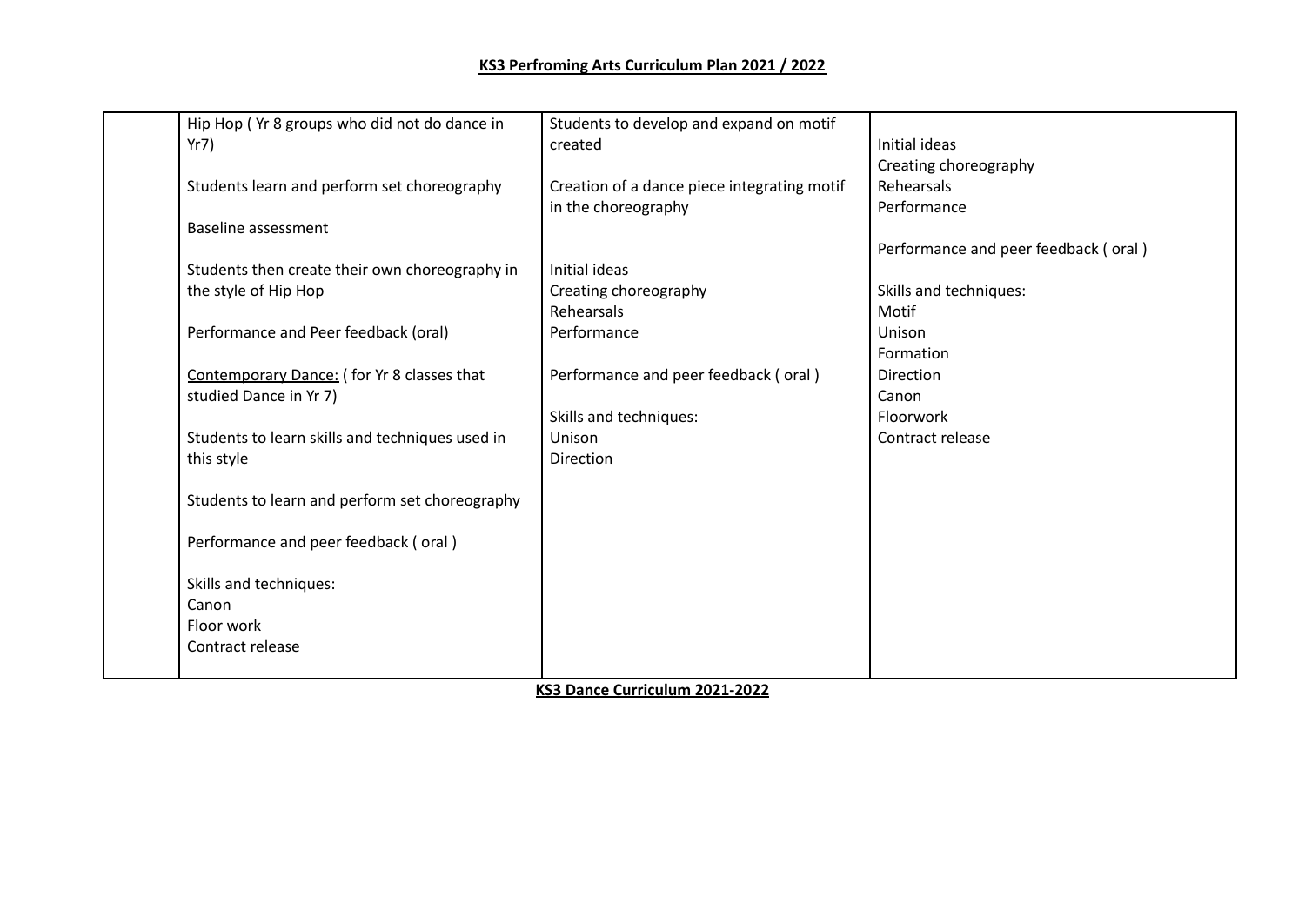**KS3 Perfroming Arts Curriculum Plan 2021 / 2022**

| | | | |
|---|---|---|---|
| | Hip Hop ( Yr 8 groups who did not do dance in Yr7)<br><br>Students learn and perform set choreography<br><br>Baseline assessment<br><br>Students then create their own choreography in the style of Hip Hop<br><br>Performance and Peer feedback (oral)<br><br>Contemporary Dance: ( for Yr 8 classes that studied Dance in Yr 7)<br><br>Students to learn skills and techniques used in this style<br><br>Students to learn and perform set choreography<br><br>Performance and peer feedback ( oral )<br><br>Skills and techniques:<br>Canon<br>Floor work<br>Contract release | Students to develop and expand on motif created<br><br>Creation of a dance piece integrating motif in the choreography<br><br>Initial ideas<br>Creating choreography<br>Rehearsals<br>Performance<br><br>Performance and peer feedback ( oral )<br><br>Skills and techniques:<br>Unison<br>Direction | Initial ideas<br>Creating choreography<br>Rehearsals<br>Performance<br><br>Performance and peer feedback ( oral )<br><br>Skills and techniques:<br>Motif<br>Unison<br>Formation<br>Direction<br>Canon<br>Floorwork<br>Contract release |

**KS3 Dance Curriculum 2021-2022**